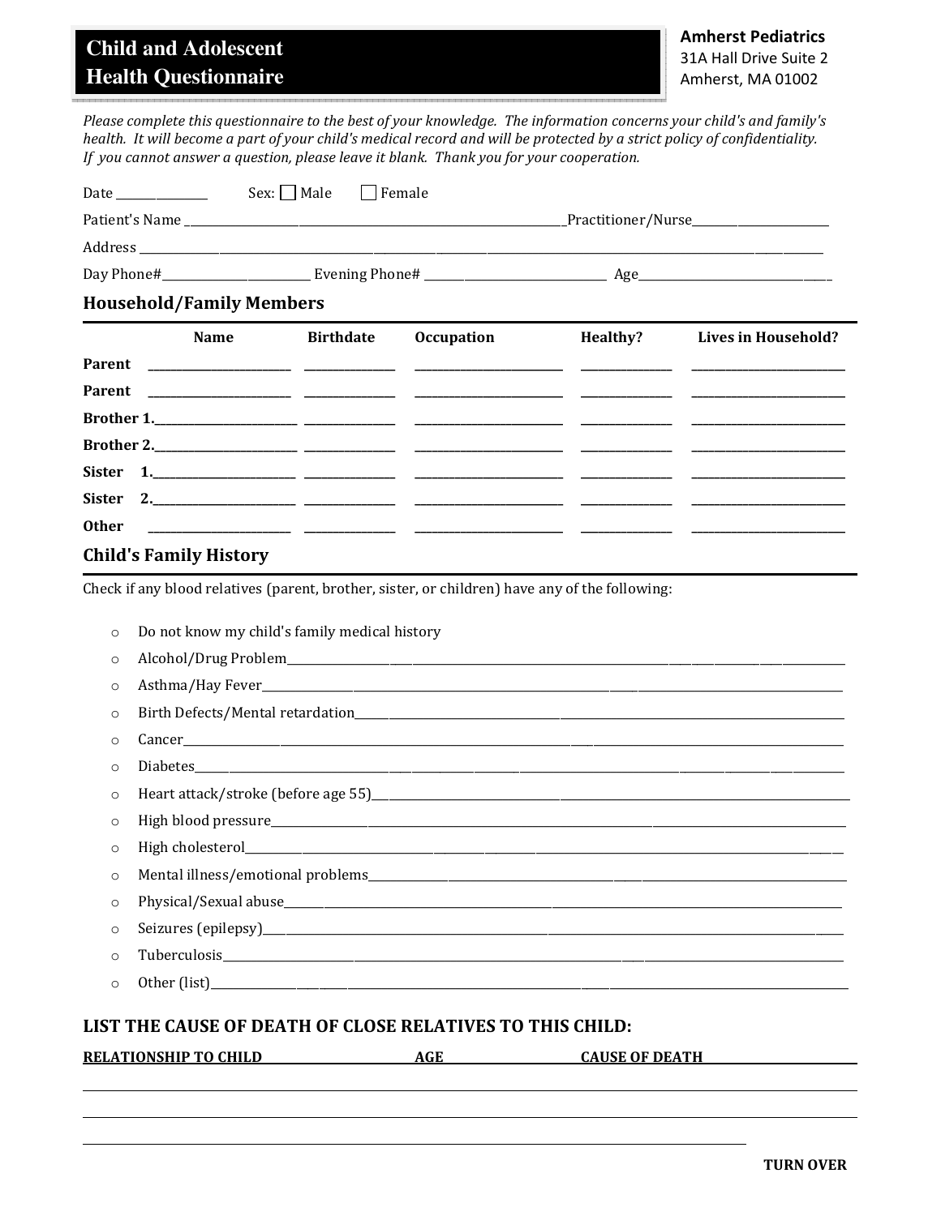# Child and Adolescent Health Questionnaire

**Amherst Pediatrics**
31A Hall Drive Suite 2
Amherst, MA 01002

*Please complete this questionnaire to the best of your knowledge. The information concerns your child's and family's health. It will become a part of your child's medical record and will be protected by a strict policy of confidentiality. If you cannot answer a question, please leave it blank. Thank you for your cooperation.*

Date ______________ Sex: ☐ Male ☐ Female

Patient's Name ____________________________________________ Practitioner/Nurse____________________

Address ______________________________________________________________________________

Day Phone#____________________ Evening Phone# ________________________ Age________________________

## Household/Family Members

| | Name | Birthdate | Occupation | Healthy? | Lives in Household? |
|---|---|---|---|---|---|
| **Parent** | | | | | |
| **Parent** | | | | | |
| **Brother 1.** | | | | | |
| **Brother 2.** | | | | | |
| **Sister 1.** | | | | | |
| **Sister 2.** | | | | | |
| **Other** | | | | | |

## Child's Family History

Check if any blood relatives (parent, brother, sister, or children) have any of the following:

- ○ Do not know my child's family medical history
- ○ Alcohol/Drug Problem________________________________________________
- ○ Asthma/Hay Fever________________________________________________
- ○ Birth Defects/Mental retardation________________________________________________
- ○ Cancer________________________________________________
- ○ Diabetes________________________________________________
- ○ Heart attack/stroke (before age 55)________________________________________________
- ○ High blood pressure________________________________________________
- ○ High cholesterol________________________________________________
- ○ Mental illness/emotional problems________________________________________________
- ○ Physical/Sexual abuse________________________________________________
- ○ Seizures (epilepsy)________________________________________________
- ○ Tuberculosis________________________________________________
- ○ Other (list)________________________________________________

## LIST THE CAUSE OF DEATH OF CLOSE RELATIVES TO THIS CHILD:

| RELATIONSHIP TO CHILD | AGE | CAUSE OF DEATH |
|---|---|---|
| | | |
| | | |
| | | |

**TURN OVER**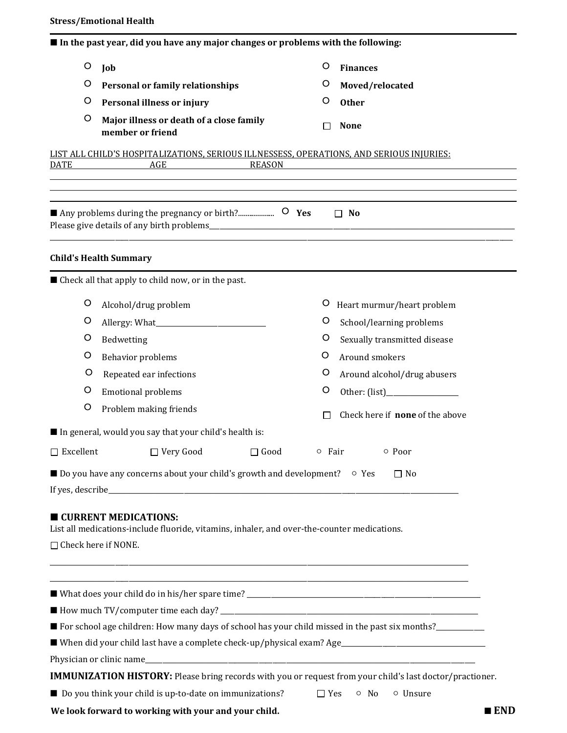**Stress/Emotional Health**

■ **In the past year, did you have any major changes or problems with the following:**

- ○ **Job**
- ○ **Personal or family relationships**
- ○ **Personal illness or injury**
- ○ **Major illness or death of a close family member or friend**
- ○ **Finances**
- ○ **Moved/relocated**
- ○ **Other**
- ☐ **None**

LIST ALL CHILD'S HOSPITALIZATIONS, SERIOUS ILLNESSESS, OPERATIONS, AND SERIOUS INJURIES:

| DATE | AGE | REASON |
| --- | --- | --- |
| | | |
| | | |
| | | |

■ Any problems during the pregnancy or birth?.................. ○ **Yes** ☐ **No**

Please give details of any birth problems________________________________________________________________________________

________________________________________________________________________________________________________________

**Child's Health Summary**

■ Check all that apply to child now, or in the past.

- ○ Alcohol/drug problem
- ○ Allergy: What______________________________
- ○ Bedwetting
- ○ Behavior problems
- ○ Repeated ear infections
- ○ Emotional problems
- ○ Problem making friends
- ○ Heart murmur/heart problem
- ○ School/learning problems
- ○ Sexually transmitted disease
- ○ Around smokers
- ○ Around alcohol/drug abusers
- ○ Other: (list)___________________
- ☐ Check here if **none** of the above

■ In general, would you say that your child's health is:

☐ Excellent ☐ Very Good ☐ Good ○ Fair ○ Poor

■ Do you have any concerns about your child's growth and development? ○ Yes ☐ No

If yes, describe____________________________________________________________________________________________

■ **CURRENT MEDICATIONS:**

List all medications-include fluoride, vitamins, inhaler, and over-the-counter medications.

☐ Check here if NONE.

________________________________________________________________________________________________________________

________________________________________________________________________________________________________________

■ What does your child do in his/her spare time? ____________________________________________________________

■ How much TV/computer time each day? _________________________________________________________________

■ For school age children: How many days of school has your child missed in the past six months?_____________

■ When did your child last have a complete check-up/physical exam? Age__________________________________________

Physician or clinic name______________________________________________________________________________________

**IMMUNIZATION HISTORY:** Please bring records with you or request from your child's last doctor/practioner.

■ Do you think your child is up-to-date on immunizations? ☐ Yes ○ No ○ Unsure

**We look forward to working with your and your child.** ■ **END**